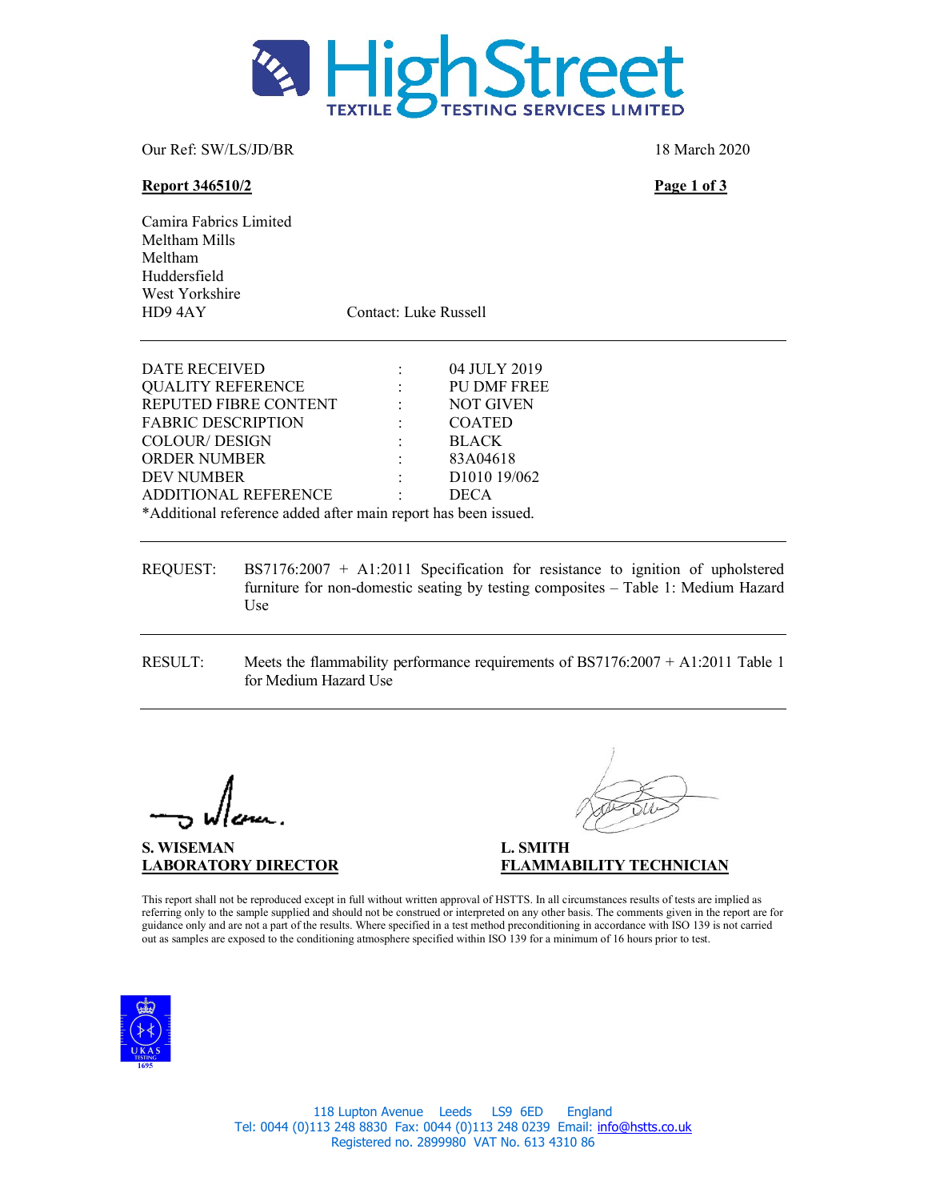# HighStreet TEXTILE TESTING SERVICES LIMITED

Our Ref: SW/LS/JD/BR

18 March 2020

**Report 346510/2**

Camira Fabrics Limited
Meltham Mills
Meltham
Huddersfield
West Yorkshire
HD9 4AY

Contact: Luke Russell

---

| | | |
|---|---|---|
| DATE RECEIVED | : | 04 JULY 2019 |
| QUALITY REFERENCE | : | PU DMF FREE |
| REPUTED FIBRE CONTENT | : | NOT GIVEN |
| FABRIC DESCRIPTION | : | COATED |
| COLOUR/ DESIGN | : | BLACK |
| ORDER NUMBER | : | 83A04618 |
| DEV NUMBER | : | D1010 19/062 |
| ADDITIONAL REFERENCE | : | DECA |

*Additional reference added after main report has been issued.

---

REQUEST: BS7176:2007 + A1:2011 Specification for resistance to ignition of upholstered furniture for non-domestic seating by testing composites – Table 1: Medium Hazard Use

---

RESULT: Meets the flammability performance requirements of BS7176:2007 + A1:2011 Table 1 for Medium Hazard Use

---

**S. WISEMAN**
**LABORATORY DIRECTOR**

**L. SMITH**
**FLAMMABILITY TECHNICIAN**

This report shall not be reproduced except in full without written approval of HSTTS. In all circumstances results of tests are implied as referring only to the sample supplied and should not be construed or interpreted on any other basis. The comments given in the report are for guidance only and are not a part of the results. Where specified in a test method preconditioning in accordance with ISO 139 is not carried out as samples are exposed to the conditioning atmosphere specified within ISO 139 for a minimum of 16 hours prior to test.

UKAS TESTING 1695

118 Lupton Avenue Leeds LS9 6ED England
Tel: 0044 (0)113 248 8830 Fax: 0044 (0)113 248 0239 Email: info@hstts.co.uk
Registered no. 2899980 VAT No. 613 4310 86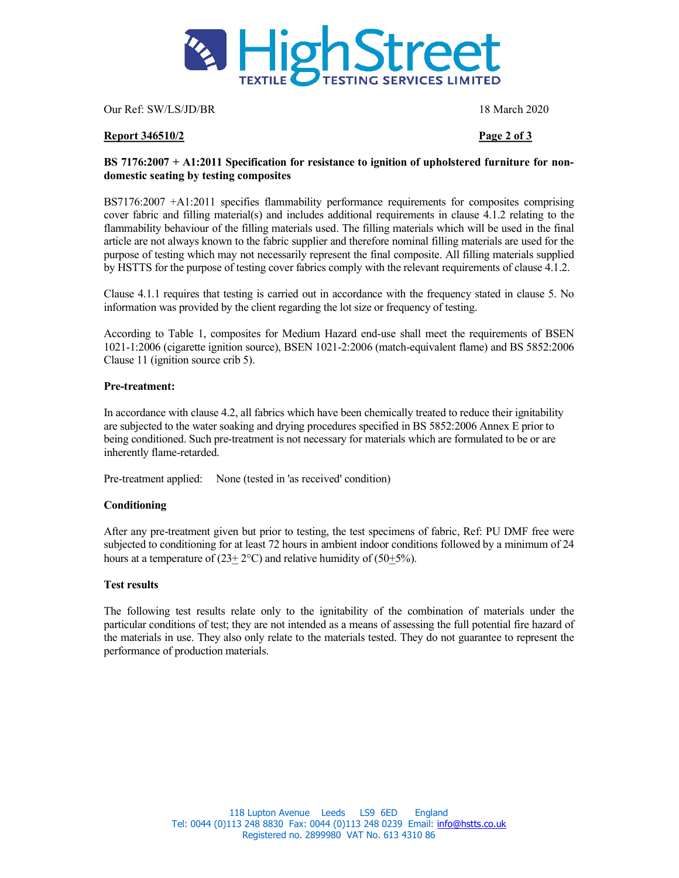Our Ref: SW/LS/JD/BR 18 March 2020

**Report 346510/2**

**BS 7176:2007 + A1:2011 Specification for resistance to ignition of upholstered furniture for non-domestic seating by testing composites**

BS7176:2007 +A1:2011 specifies flammability performance requirements for composites comprising cover fabric and filling material(s) and includes additional requirements in clause 4.1.2 relating to the flammability behaviour of the filling materials used. The filling materials which will be used in the final article are not always known to the fabric supplier and therefore nominal filling materials are used for the purpose of testing which may not necessarily represent the final composite. All filling materials supplied by HSTTS for the purpose of testing cover fabrics comply with the relevant requirements of clause 4.1.2.

Clause 4.1.1 requires that testing is carried out in accordance with the frequency stated in clause 5. No information was provided by the client regarding the lot size or frequency of testing.

According to Table 1, composites for Medium Hazard end-use shall meet the requirements of BSEN 1021-1:2006 (cigarette ignition source), BSEN 1021-2:2006 (match-equivalent flame) and BS 5852:2006 Clause 11 (ignition source crib 5).

**Pre-treatment:**

In accordance with clause 4.2, all fabrics which have been chemically treated to reduce their ignitability are subjected to the water soaking and drying procedures specified in BS 5852:2006 Annex E prior to being conditioned. Such pre-treatment is not necessary for materials which are formulated to be or are inherently flame-retarded.

Pre-treatment applied: None (tested in 'as received' condition)

**Conditioning**

After any pre-treatment given but prior to testing, the test specimens of fabric, Ref: PU DMF free were subjected to conditioning for at least 72 hours in ambient indoor conditions followed by a minimum of 24 hours at a temperature of (23$\pm$ 2°C) and relative humidity of (50$\pm$5%).

**Test results**

The following test results relate only to the ignitability of the combination of materials under the particular conditions of test; they are not intended as a means of assessing the full potential fire hazard of the materials in use. They also only relate to the materials tested. They do not guarantee to represent the performance of production materials.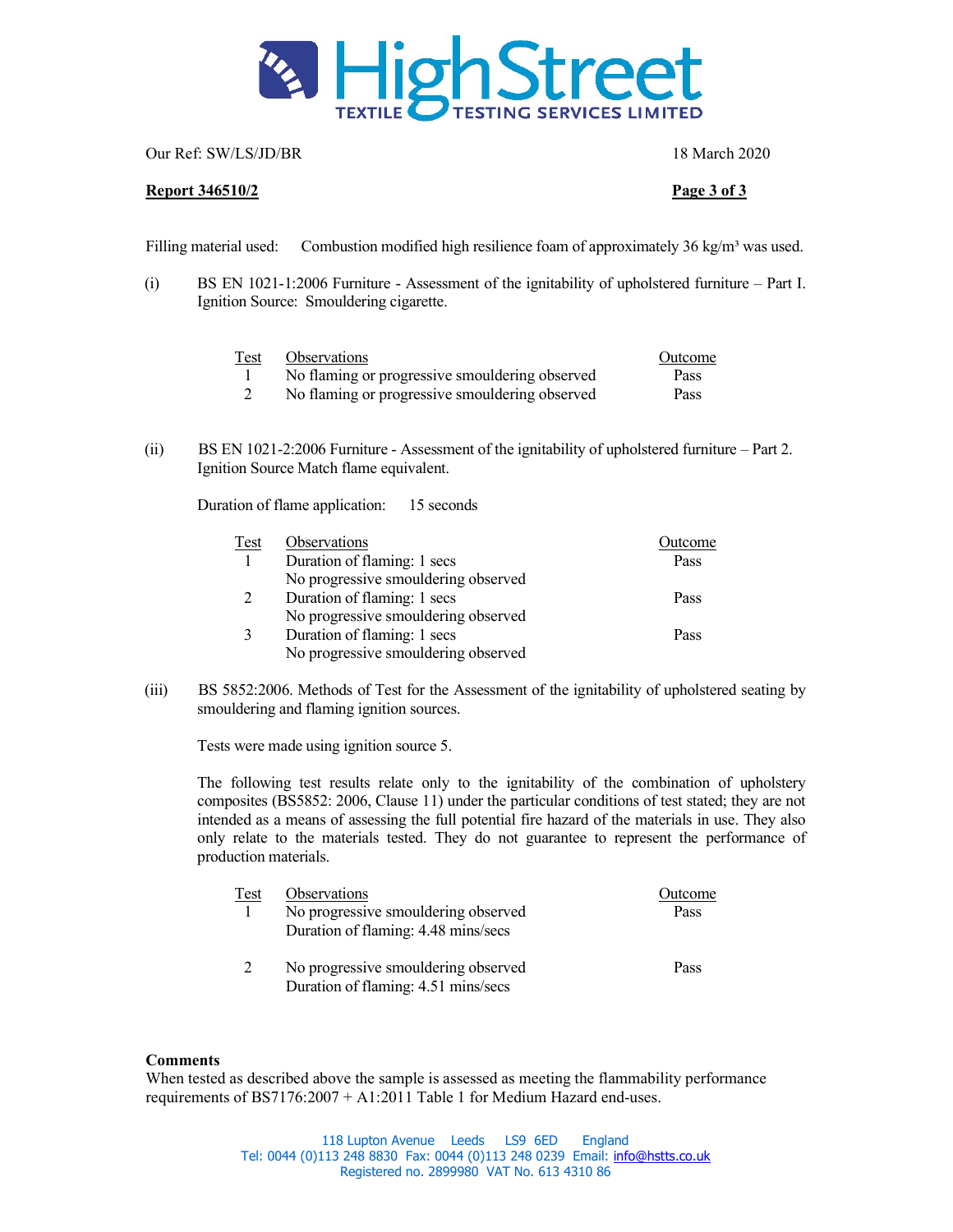Our Ref: SW/LS/JD/BR

18 March 2020

**Report 346510/2**

Filling material used: Combustion modified high resilience foam of approximately 36 kg/m³ was used.

(i) BS EN 1021-1:2006 Furniture - Assessment of the ignitability of upholstered furniture – Part I. Ignition Source: Smouldering cigarette.

| Test | Observations | Outcome |
|---|---|---|
| 1 | No flaming or progressive smouldering observed | Pass |
| 2 | No flaming or progressive smouldering observed | Pass |

(ii) BS EN 1021-2:2006 Furniture - Assessment of the ignitability of upholstered furniture – Part 2. Ignition Source Match flame equivalent.

Duration of flame application: 15 seconds

| Test | Observations | Outcome |
|---|---|---|
| 1 | Duration of flaming: 1 secs<br>No progressive smouldering observed | Pass |
| 2 | Duration of flaming: 1 secs<br>No progressive smouldering observed | Pass |
| 3 | Duration of flaming: 1 secs<br>No progressive smouldering observed | Pass |

(iii) BS 5852:2006. Methods of Test for the Assessment of the ignitability of upholstered seating by smouldering and flaming ignition sources.

Tests were made using ignition source 5.

The following test results relate only to the ignitability of the combination of upholstery composites (BS5852: 2006, Clause 11) under the particular conditions of test stated; they are not intended as a means of assessing the full potential fire hazard of the materials in use. They also only relate to the materials tested. They do not guarantee to represent the performance of production materials.

| Test | Observations | Outcome |
|---|---|---|
| 1 | No progressive smouldering observed<br>Duration of flaming: 4.48 mins/secs | Pass |
| 2 | No progressive smouldering observed<br>Duration of flaming: 4.51 mins/secs | Pass |

**Comments**

When tested as described above the sample is assessed as meeting the flammability performance requirements of BS7176:2007 + A1:2011 Table 1 for Medium Hazard end-uses.